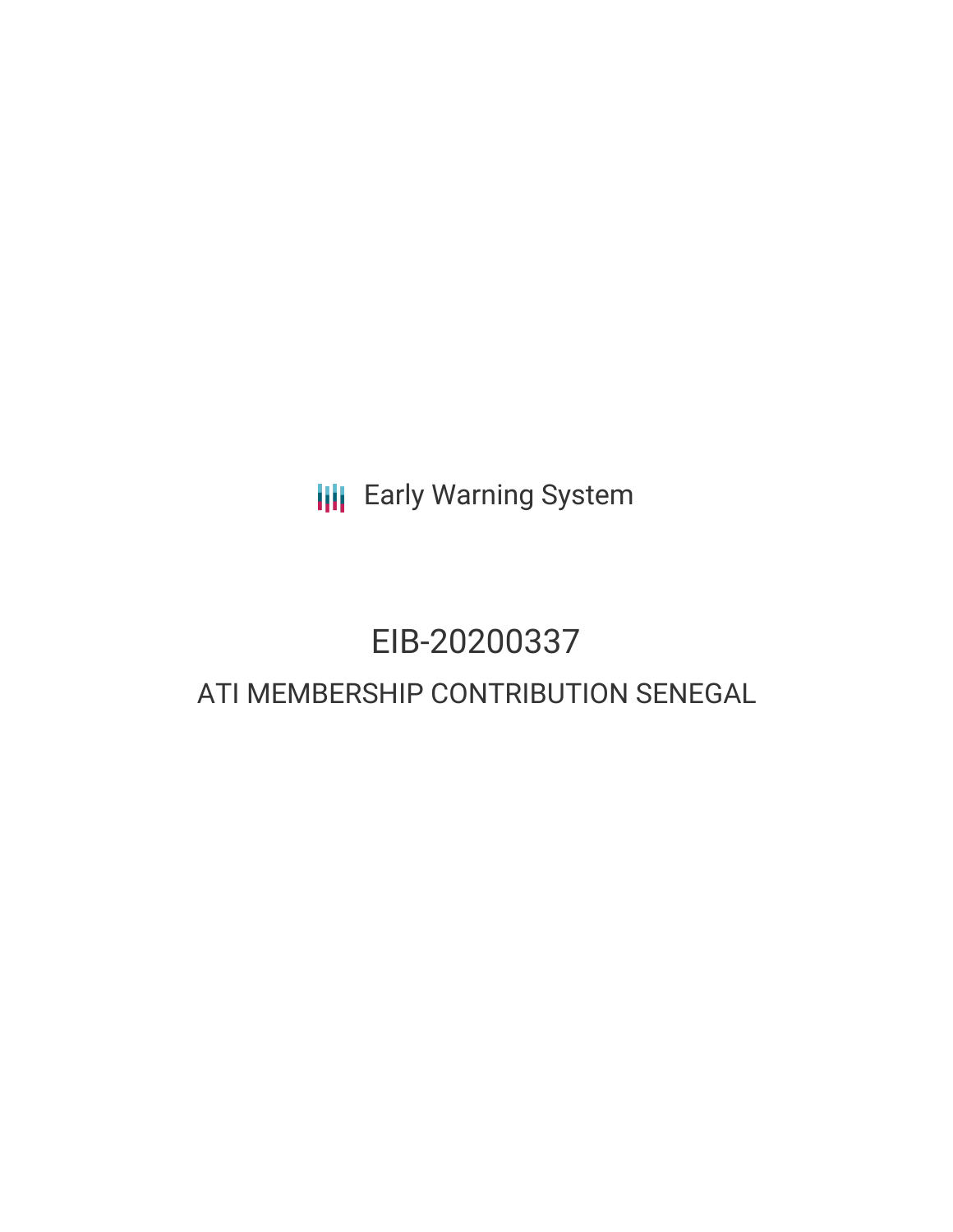Early Warning System

# EIB-20200337

## ATI MEMBERSHIP CONTRIBUTION SENEGAL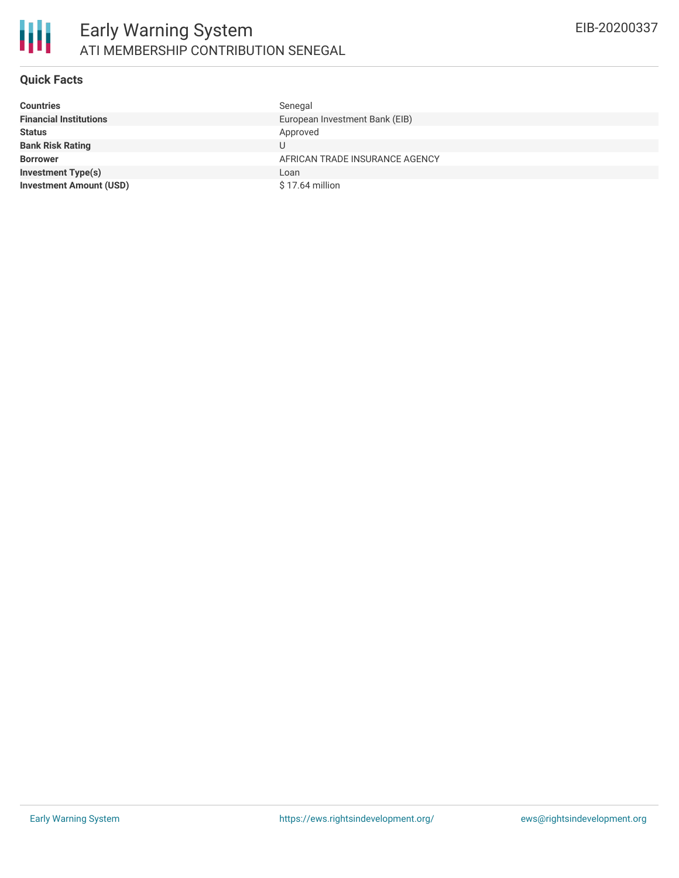# Early Warning System

ATI MEMBERSHIP CONTRIBUTION SENEGAL

EIB-20200337

## Quick Facts

| | |
|---|---|
| **Countries** | Senegal |
| **Financial Institutions** | European Investment Bank (EIB) |
| **Status** | Approved |
| **Bank Risk Rating** | U |
| **Borrower** | AFRICAN TRADE INSURANCE AGENCY |
| **Investment Type(s)** | Loan |
| **Investment Amount (USD)** | $ 17.64 million |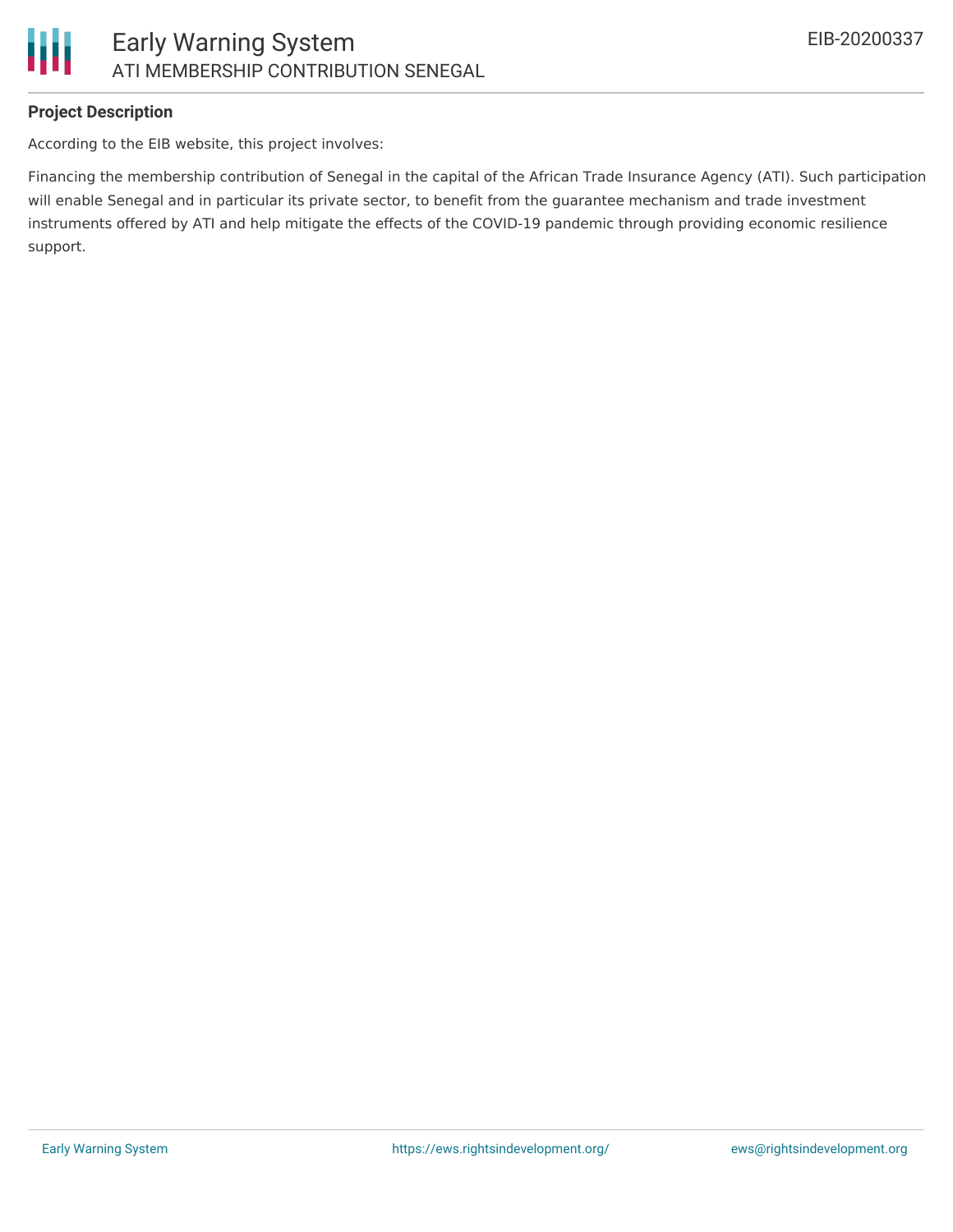**Project Description**

According to the EIB website, this project involves:

Financing the membership contribution of Senegal in the capital of the African Trade Insurance Agency (ATI). Such participation will enable Senegal and in particular its private sector, to benefit from the guarantee mechanism and trade investment instruments offered by ATI and help mitigate the effects of the COVID-19 pandemic through providing economic resilience support.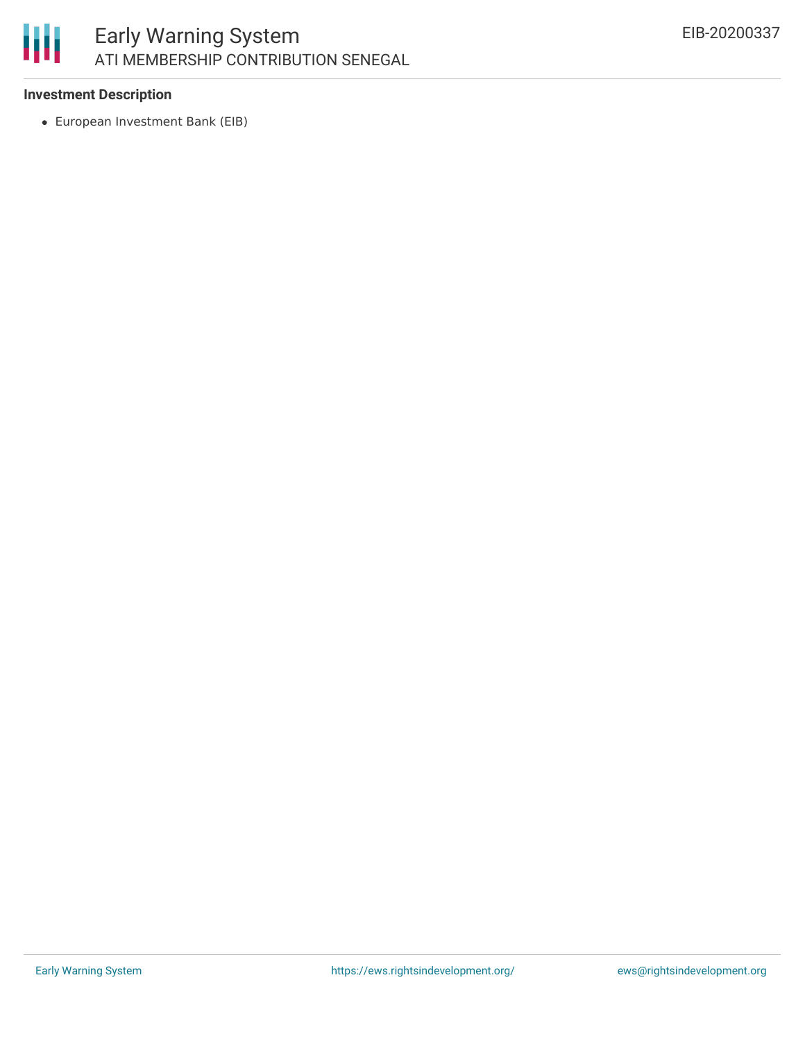**Investment Description**

- European Investment Bank (EIB)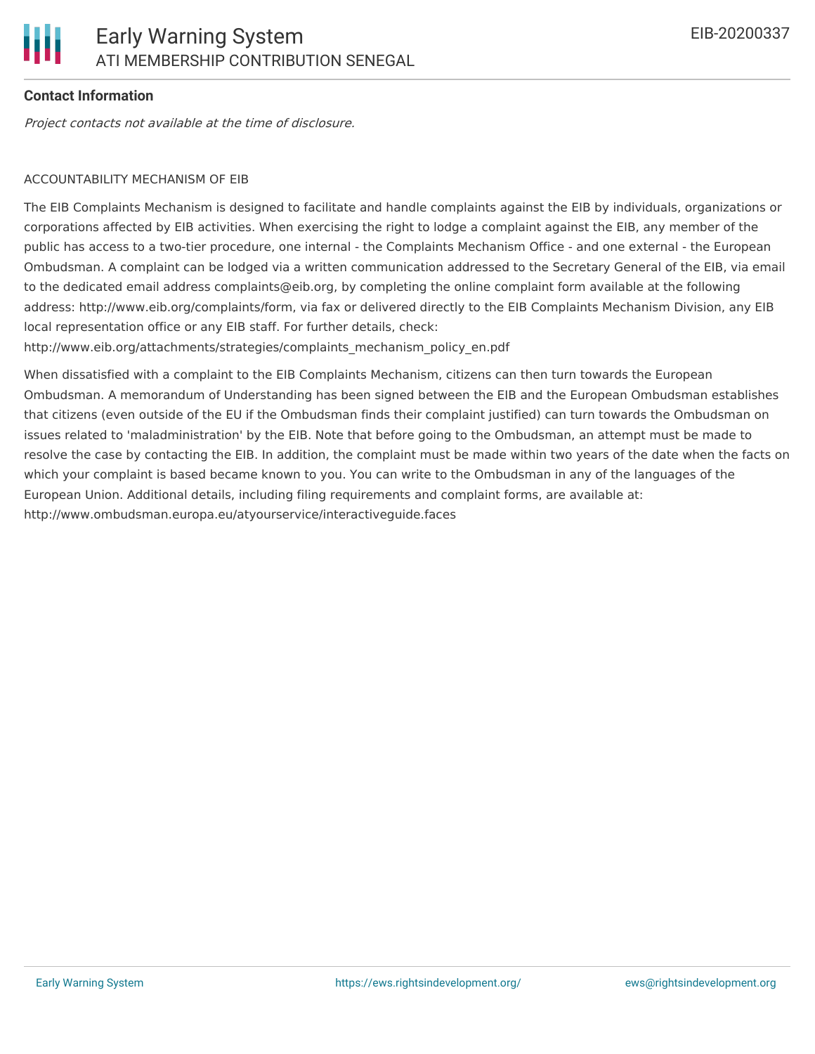**Contact Information**

*Project contacts not available at the time of disclosure.*

ACCOUNTABILITY MECHANISM OF EIB

The EIB Complaints Mechanism is designed to facilitate and handle complaints against the EIB by individuals, organizations or corporations affected by EIB activities. When exercising the right to lodge a complaint against the EIB, any member of the public has access to a two-tier procedure, one internal - the Complaints Mechanism Office - and one external - the European Ombudsman. A complaint can be lodged via a written communication addressed to the Secretary General of the EIB, via email to the dedicated email address complaints@eib.org, by completing the online complaint form available at the following address: http://www.eib.org/complaints/form, via fax or delivered directly to the EIB Complaints Mechanism Division, any EIB local representation office or any EIB staff. For further details, check: http://www.eib.org/attachments/strategies/complaints_mechanism_policy_en.pdf

When dissatisfied with a complaint to the EIB Complaints Mechanism, citizens can then turn towards the European Ombudsman. A memorandum of Understanding has been signed between the EIB and the European Ombudsman establishes that citizens (even outside of the EU if the Ombudsman finds their complaint justified) can turn towards the Ombudsman on issues related to 'maladministration' by the EIB. Note that before going to the Ombudsman, an attempt must be made to resolve the case by contacting the EIB. In addition, the complaint must be made within two years of the date when the facts on which your complaint is based became known to you. You can write to the Ombudsman in any of the languages of the European Union. Additional details, including filing requirements and complaint forms, are available at: http://www.ombudsman.europa.eu/atyourservice/interactiveguide.faces